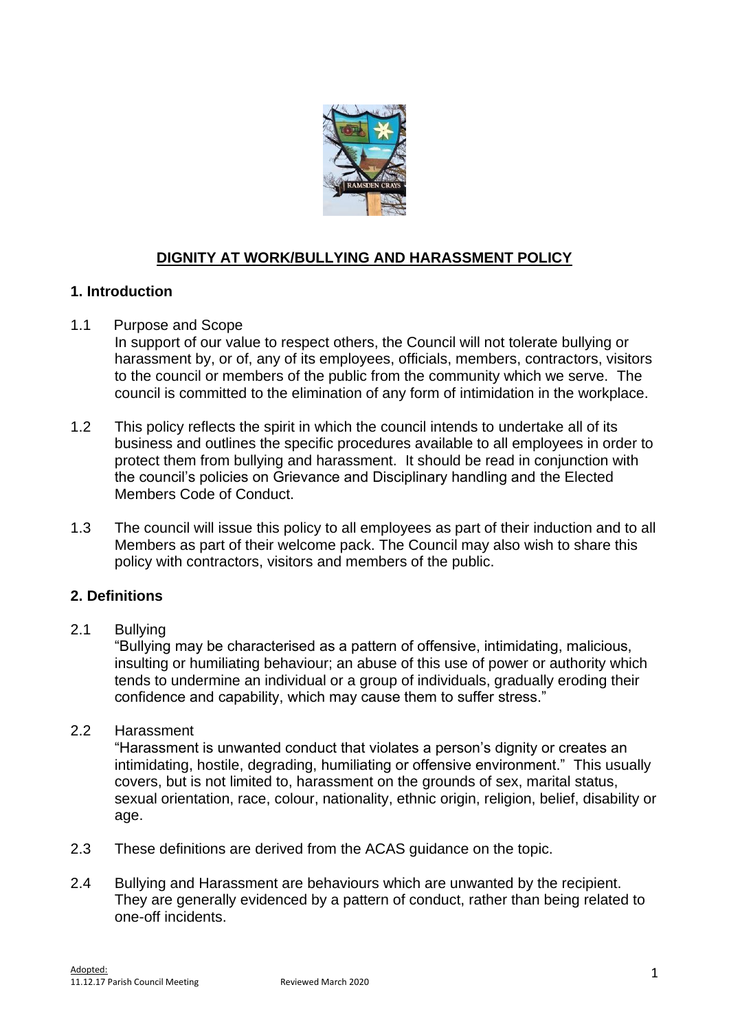# DIGNITY AT WORK/BULLYING AND HARASSMENT POLICY

## 1. Introduction

1.1 Purpose and Scope

In support of our value to respect others, the Council will not tolerate bullying or harassment by, or of, any of its employees, officials, members, contractors, visitors to the council or members of the public from the community which we serve. The council is committed to the elimination of any form of intimidation in the workplace.

1.2 This policy reflects the spirit in which the council intends to undertake all of its business and outlines the specific procedures available to all employees in order to protect them from bullying and harassment. It should be read in conjunction with the council's policies on Grievance and Disciplinary handling and the Elected Members Code of Conduct.

1.3 The council will issue this policy to all employees as part of their induction and to all Members as part of their welcome pack. The Council may also wish to share this policy with contractors, visitors and members of the public.

## 2. Definitions

2.1 Bullying

"Bullying may be characterised as a pattern of offensive, intimidating, malicious, insulting or humiliating behaviour; an abuse of this use of power or authority which tends to undermine an individual or a group of individuals, gradually eroding their confidence and capability, which may cause them to suffer stress."

2.2 Harassment

"Harassment is unwanted conduct that violates a person's dignity or creates an intimidating, hostile, degrading, humiliating or offensive environment." This usually covers, but is not limited to, harassment on the grounds of sex, marital status, sexual orientation, race, colour, nationality, ethnic origin, religion, belief, disability or age.

2.3 These definitions are derived from the ACAS guidance on the topic.

2.4 Bullying and Harassment are behaviours which are unwanted by the recipient. They are generally evidenced by a pattern of conduct, rather than being related to one-off incidents.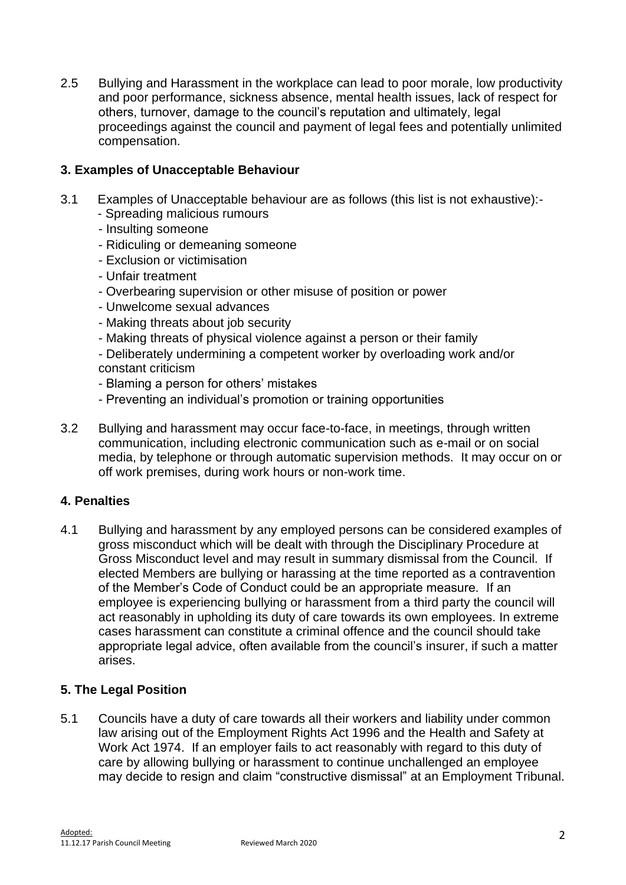2.5 Bullying and Harassment in the workplace can lead to poor morale, low productivity and poor performance, sickness absence, mental health issues, lack of respect for others, turnover, damage to the council's reputation and ultimately, legal proceedings against the council and payment of legal fees and potentially unlimited compensation.

## 3. Examples of Unacceptable Behaviour

3.1 Examples of Unacceptable behaviour are as follows (this list is not exhaustive):-

- Spreading malicious rumours
- Insulting someone
- Ridiculing or demeaning someone
- Exclusion or victimisation
- Unfair treatment
- Overbearing supervision or other misuse of position or power
- Unwelcome sexual advances
- Making threats about job security
- Making threats of physical violence against a person or their family
- Deliberately undermining a competent worker by overloading work and/or constant criticism
- Blaming a person for others' mistakes
- Preventing an individual's promotion or training opportunities

3.2 Bullying and harassment may occur face-to-face, in meetings, through written communication, including electronic communication such as e-mail or on social media, by telephone or through automatic supervision methods. It may occur on or off work premises, during work hours or non-work time.

## 4. Penalties

4.1 Bullying and harassment by any employed persons can be considered examples of gross misconduct which will be dealt with through the Disciplinary Procedure at Gross Misconduct level and may result in summary dismissal from the Council. If elected Members are bullying or harassing at the time reported as a contravention of the Member's Code of Conduct could be an appropriate measure. If an employee is experiencing bullying or harassment from a third party the council will act reasonably in upholding its duty of care towards its own employees. In extreme cases harassment can constitute a criminal offence and the council should take appropriate legal advice, often available from the council's insurer, if such a matter arises.

## 5. The Legal Position

5.1 Councils have a duty of care towards all their workers and liability under common law arising out of the Employment Rights Act 1996 and the Health and Safety at Work Act 1974. If an employer fails to act reasonably with regard to this duty of care by allowing bullying or harassment to continue unchallenged an employee may decide to resign and claim "constructive dismissal" at an Employment Tribunal.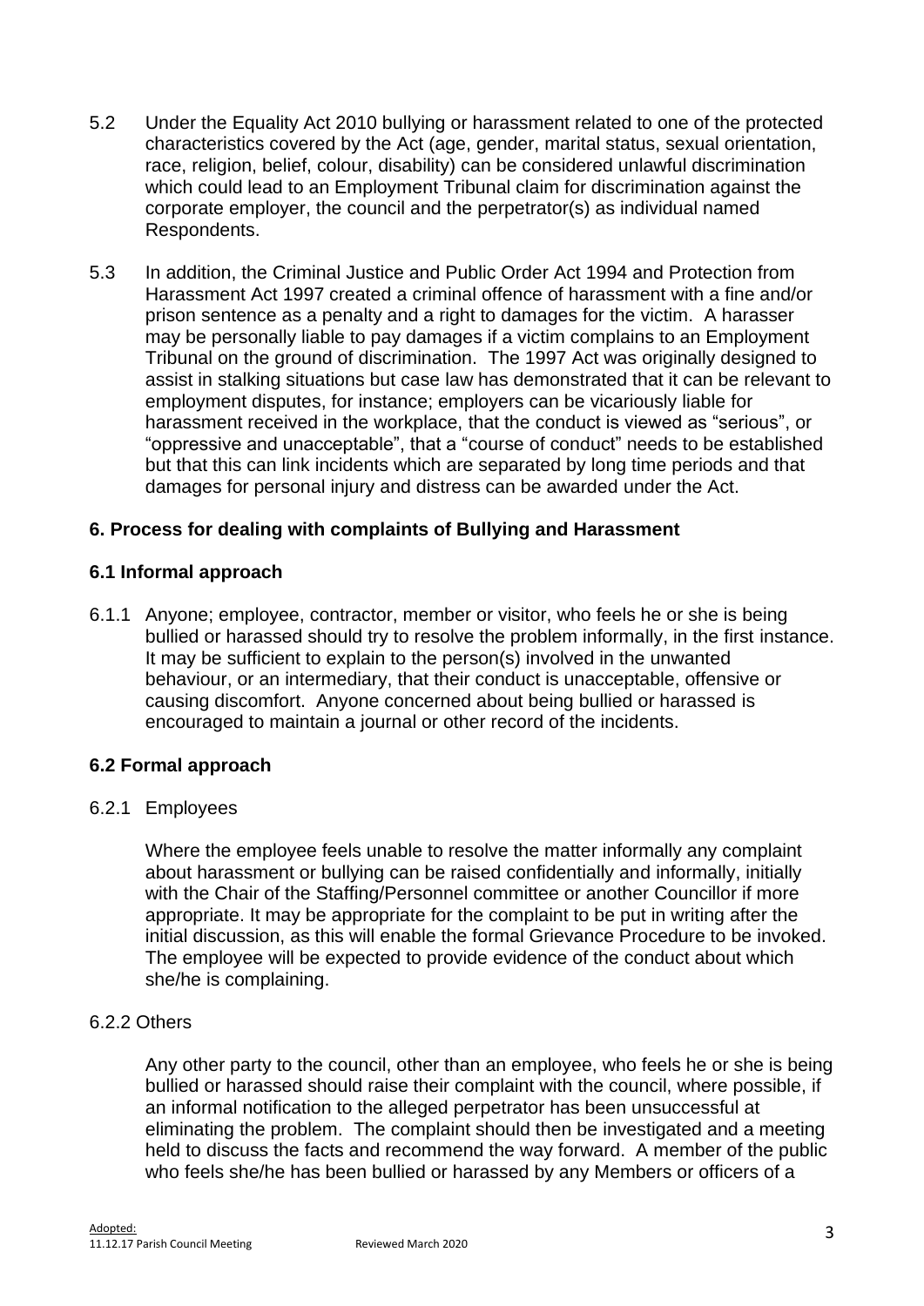5.2 Under the Equality Act 2010 bullying or harassment related to one of the protected characteristics covered by the Act (age, gender, marital status, sexual orientation, race, religion, belief, colour, disability) can be considered unlawful discrimination which could lead to an Employment Tribunal claim for discrimination against the corporate employer, the council and the perpetrator(s) as individual named Respondents.

5.3 In addition, the Criminal Justice and Public Order Act 1994 and Protection from Harassment Act 1997 created a criminal offence of harassment with a fine and/or prison sentence as a penalty and a right to damages for the victim. A harasser may be personally liable to pay damages if a victim complains to an Employment Tribunal on the ground of discrimination. The 1997 Act was originally designed to assist in stalking situations but case law has demonstrated that it can be relevant to employment disputes, for instance; employers can be vicariously liable for harassment received in the workplace, that the conduct is viewed as "serious", or "oppressive and unacceptable", that a "course of conduct" needs to be established but that this can link incidents which are separated by long time periods and that damages for personal injury and distress can be awarded under the Act.

## 6. Process for dealing with complaints of Bullying and Harassment

### 6.1 Informal approach

6.1.1 Anyone; employee, contractor, member or visitor, who feels he or she is being bullied or harassed should try to resolve the problem informally, in the first instance. It may be sufficient to explain to the person(s) involved in the unwanted behaviour, or an intermediary, that their conduct is unacceptable, offensive or causing discomfort. Anyone concerned about being bullied or harassed is encouraged to maintain a journal or other record of the incidents.

### 6.2 Formal approach

6.2.1 Employees

Where the employee feels unable to resolve the matter informally any complaint about harassment or bullying can be raised confidentially and informally, initially with the Chair of the Staffing/Personnel committee or another Councillor if more appropriate. It may be appropriate for the complaint to be put in writing after the initial discussion, as this will enable the formal Grievance Procedure to be invoked. The employee will be expected to provide evidence of the conduct about which she/he is complaining.

6.2.2 Others

Any other party to the council, other than an employee, who feels he or she is being bullied or harassed should raise their complaint with the council, where possible, if an informal notification to the alleged perpetrator has been unsuccessful at eliminating the problem. The complaint should then be investigated and a meeting held to discuss the facts and recommend the way forward. A member of the public who feels she/he has been bullied or harassed by any Members or officers of a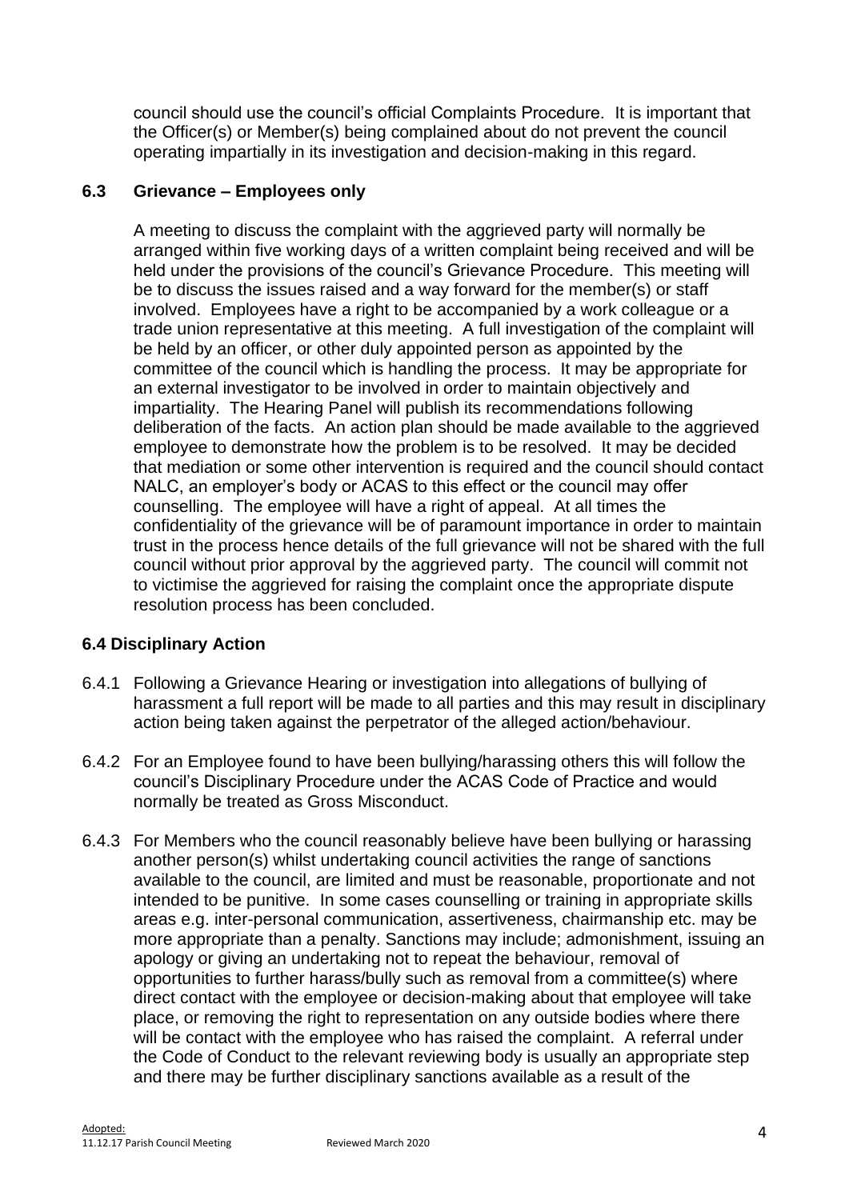council should use the council's official Complaints Procedure. It is important that the Officer(s) or Member(s) being complained about do not prevent the council operating impartially in its investigation and decision-making in this regard.

### 6.3 Grievance – Employees only

A meeting to discuss the complaint with the aggrieved party will normally be arranged within five working days of a written complaint being received and will be held under the provisions of the council's Grievance Procedure. This meeting will be to discuss the issues raised and a way forward for the member(s) or staff involved. Employees have a right to be accompanied by a work colleague or a trade union representative at this meeting. A full investigation of the complaint will be held by an officer, or other duly appointed person as appointed by the committee of the council which is handling the process. It may be appropriate for an external investigator to be involved in order to maintain objectively and impartiality. The Hearing Panel will publish its recommendations following deliberation of the facts. An action plan should be made available to the aggrieved employee to demonstrate how the problem is to be resolved. It may be decided that mediation or some other intervention is required and the council should contact NALC, an employer's body or ACAS to this effect or the council may offer counselling. The employee will have a right of appeal. At all times the confidentiality of the grievance will be of paramount importance in order to maintain trust in the process hence details of the full grievance will not be shared with the full council without prior approval by the aggrieved party. The council will commit not to victimise the aggrieved for raising the complaint once the appropriate dispute resolution process has been concluded.

### 6.4 Disciplinary Action

6.4.1 Following a Grievance Hearing or investigation into allegations of bullying of harassment a full report will be made to all parties and this may result in disciplinary action being taken against the perpetrator of the alleged action/behaviour.

6.4.2 For an Employee found to have been bullying/harassing others this will follow the council's Disciplinary Procedure under the ACAS Code of Practice and would normally be treated as Gross Misconduct.

6.4.3 For Members who the council reasonably believe have been bullying or harassing another person(s) whilst undertaking council activities the range of sanctions available to the council, are limited and must be reasonable, proportionate and not intended to be punitive. In some cases counselling or training in appropriate skills areas e.g. inter-personal communication, assertiveness, chairmanship etc. may be more appropriate than a penalty. Sanctions may include; admonishment, issuing an apology or giving an undertaking not to repeat the behaviour, removal of opportunities to further harass/bully such as removal from a committee(s) where direct contact with the employee or decision-making about that employee will take place, or removing the right to representation on any outside bodies where there will be contact with the employee who has raised the complaint. A referral under the Code of Conduct to the relevant reviewing body is usually an appropriate step and there may be further disciplinary sanctions available as a result of the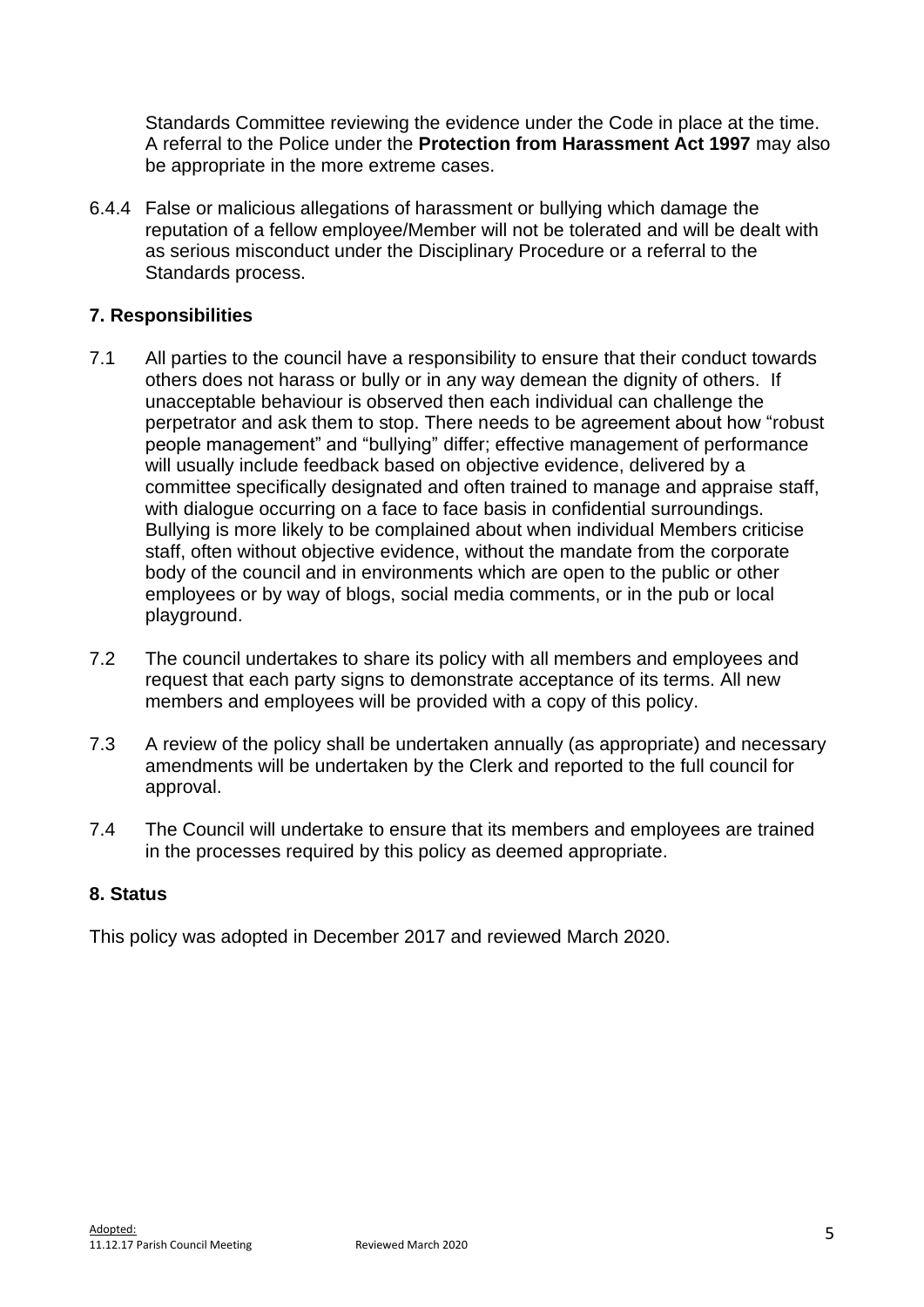Standards Committee reviewing the evidence under the Code in place at the time. A referral to the Police under the **Protection from Harassment Act 1997** may also be appropriate in the more extreme cases.

6.4.4 False or malicious allegations of harassment or bullying which damage the reputation of a fellow employee/Member will not be tolerated and will be dealt with as serious misconduct under the Disciplinary Procedure or a referral to the Standards process.

## 7. Responsibilities

7.1 All parties to the council have a responsibility to ensure that their conduct towards others does not harass or bully or in any way demean the dignity of others. If unacceptable behaviour is observed then each individual can challenge the perpetrator and ask them to stop. There needs to be agreement about how "robust people management" and "bullying" differ; effective management of performance will usually include feedback based on objective evidence, delivered by a committee specifically designated and often trained to manage and appraise staff, with dialogue occurring on a face to face basis in confidential surroundings. Bullying is more likely to be complained about when individual Members criticise staff, often without objective evidence, without the mandate from the corporate body of the council and in environments which are open to the public or other employees or by way of blogs, social media comments, or in the pub or local playground.

7.2 The council undertakes to share its policy with all members and employees and request that each party signs to demonstrate acceptance of its terms. All new members and employees will be provided with a copy of this policy.

7.3 A review of the policy shall be undertaken annually (as appropriate) and necessary amendments will be undertaken by the Clerk and reported to the full council for approval.

7.4 The Council will undertake to ensure that its members and employees are trained in the processes required by this policy as deemed appropriate.

## 8. Status

This policy was adopted in December 2017 and reviewed March 2020.